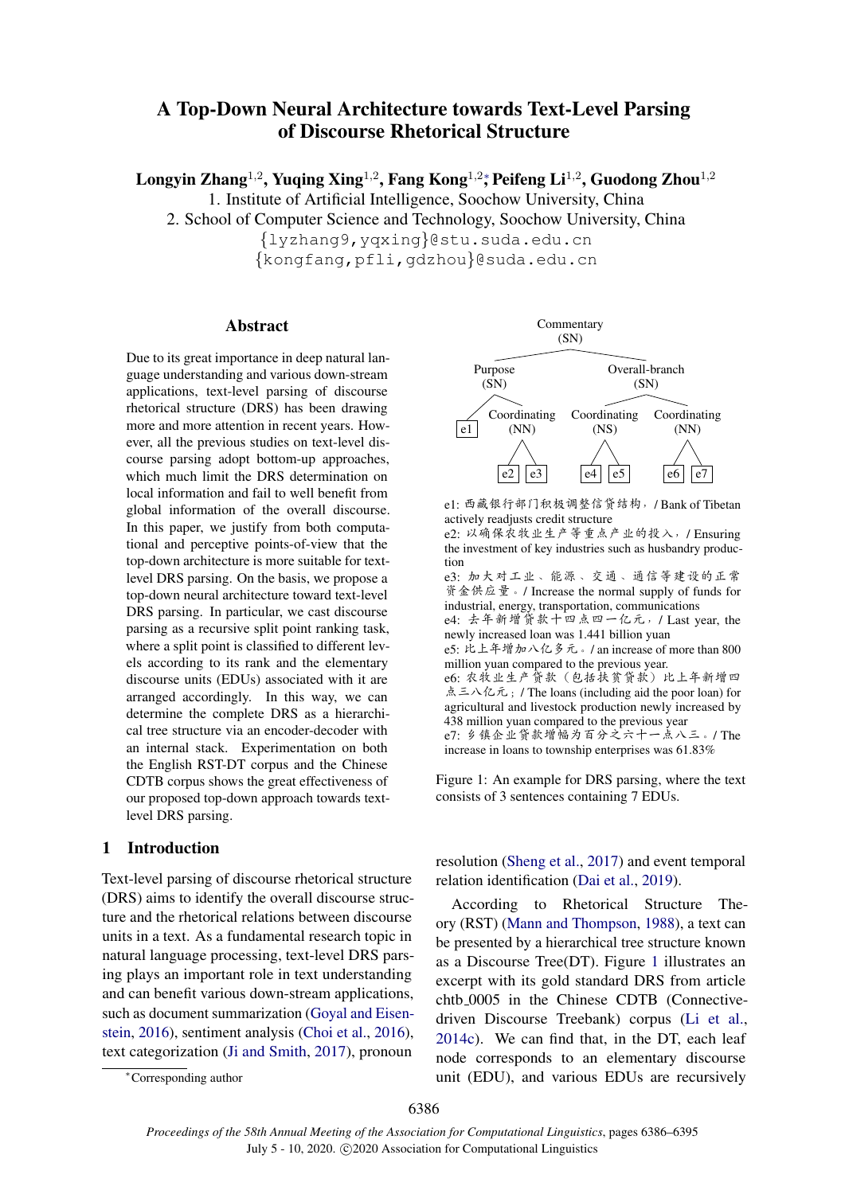# A Top-Down Neural Architecture towards Text-Level Parsing of Discourse Rhetorical Structure

**Longyin Zhang**[1,2], **Yuqing Xing**[1,2], **Fang Kong**[1,2]*, **Peifeng Li**[1,2], **Guodong Zhou**[1,2]

1. Institute of Artificial Intelligence, Soochow University, China
2. School of Computer Science and Technology, Soochow University, China

{lyzhang9,yqxing}@stu.suda.edu.cn
{kongfang,pfli,gdzhou}@suda.edu.cn

## Abstract

Due to its great importance in deep natural language understanding and various down-stream applications, text-level parsing of discourse rhetorical structure (DRS) has been drawing more and more attention in recent years. However, all the previous studies on text-level discourse parsing adopt bottom-up approaches, which much limit the DRS determination on local information and fail to well benefit from global information of the overall discourse. In this paper, we justify from both computational and perceptive points-of-view that the top-down architecture is more suitable for text-level DRS parsing. On the basis, we propose a top-down neural architecture toward text-level DRS parsing. In particular, we cast discourse parsing as a recursive split point ranking task, where a split point is classified to different levels according to its rank and the elementary discourse units (EDUs) associated with it are arranged accordingly. In this way, we can determine the complete DRS as a hierarchical tree structure via an encoder-decoder with an internal stack. Experimentation on both the English RST-DT corpus and the Chinese CDTB corpus shows the great effectiveness of our proposed top-down approach towards text-level DRS parsing.

```
                         Commentary
                            (SN)
            Purpose                      Overall-branch
             (SN)                             (SN)
    e1   Coordinating        Coordinating           Coordinating
             (NN)                (NS)                   (NN)
          e2    e3            e4    e5               e6    e7
```

e1: 西藏银行部门积极调整信贷结构，/ Bank of Tibetan actively readjusts credit structure
e2: 以确保农牧业生产等重点产业的投入，/ Ensuring the investment of key industries such as husbandry production
e3: 加大对工业、能源、交通、通信等建设的正常资金供应量。/ Increase the normal supply of funds for industrial, energy, transportation, communications
e4: 去年新增贷款十四点四一亿元，/ Last year, the newly increased loan was 1.441 billion yuan
e5: 比上年增加八亿多元。/ an increase of more than 800 million yuan compared to the previous year.
e6: 农牧业生产贷款（包括扶贫贷款）比上年新增四点三八亿元；/ The loans (including aid the poor loan) for agricultural and livestock production newly increased by 438 million yuan compared to the previous year
e7: 乡镇企业贷款增幅为百分之六十一点八三。/ The increase in loans to township enterprises was 61.83%

Figure 1: An example for DRS parsing, where the text consists of 3 sentences containing 7 EDUs.

## 1 Introduction

Text-level parsing of discourse rhetorical structure (DRS) aims to identify the overall discourse structure and the rhetorical relations between discourse units in a text. As a fundamental research topic in natural language processing, text-level DRS parsing plays an important role in text understanding and can benefit various down-stream applications, such as document summarization (Goyal and Eisenstein, 2016), sentiment analysis (Choi et al., 2016), text categorization (Ji and Smith, 2017), pronoun resolution (Sheng et al., 2017) and event temporal relation identification (Dai et al., 2019).

According to Rhetorical Structure Theory (RST) (Mann and Thompson, 1988), a text can be presented by a hierarchical tree structure known as a Discourse Tree(DT). Figure 1 illustrates an excerpt with its gold standard DRS from article chtb_0005 in the Chinese CDTB (Connective-driven Discourse Treebank) corpus (Li et al., 2014c). We can find that, in the DT, each leaf node corresponds to an elementary discourse unit (EDU), and various EDUs are recursively

*Corresponding author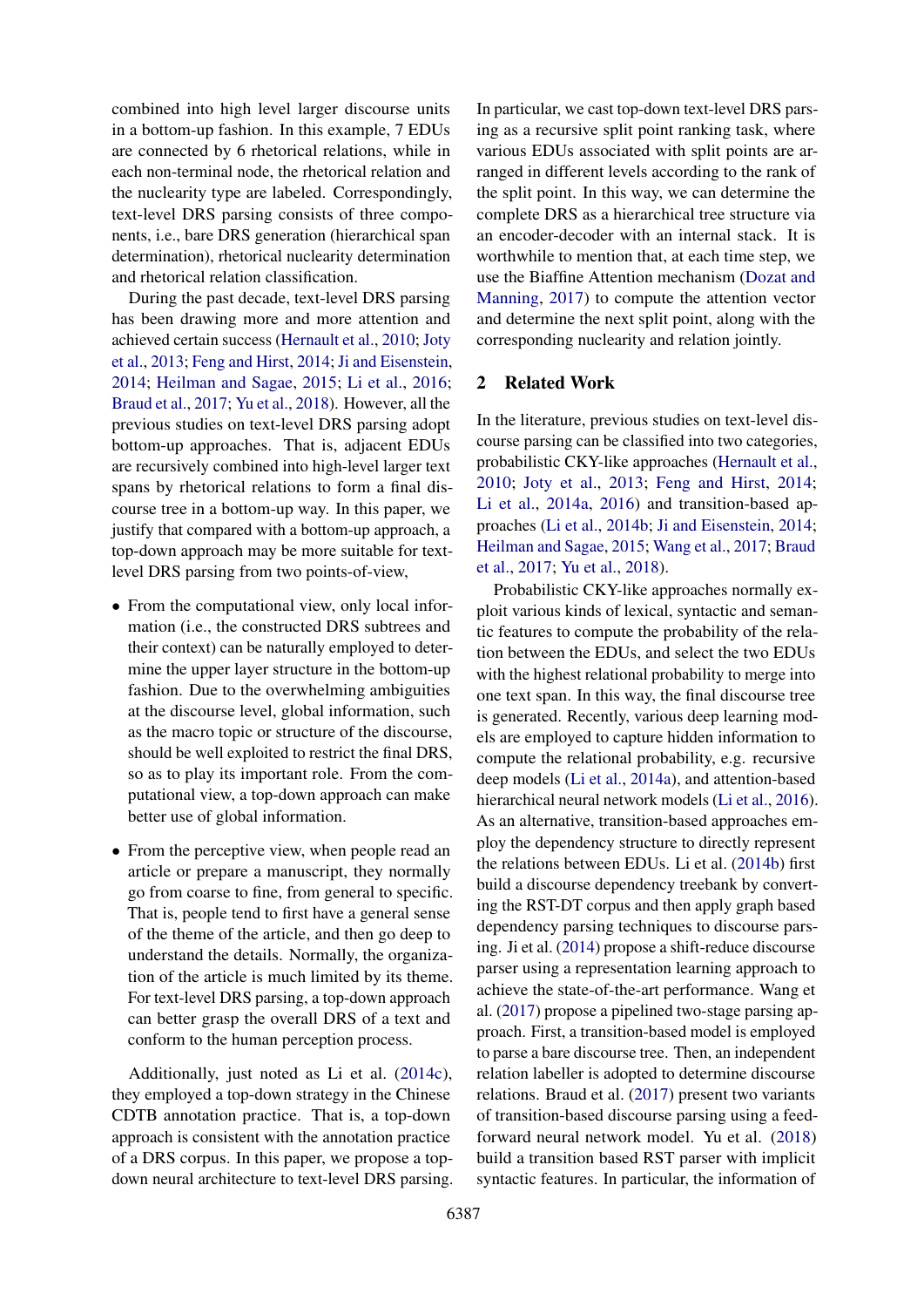combined into high level larger discourse units in a bottom-up fashion. In this example, 7 EDUs are connected by 6 rhetorical relations, while in each non-terminal node, the rhetorical relation and the nuclearity type are labeled. Correspondingly, text-level DRS parsing consists of three components, i.e., bare DRS generation (hierarchical span determination), rhetorical nuclearity determination and rhetorical relation classification.

During the past decade, text-level DRS parsing has been drawing more and more attention and achieved certain success (Hernault et al., 2010; Joty et al., 2013; Feng and Hirst, 2014; Ji and Eisenstein, 2014; Heilman and Sagae, 2015; Li et al., 2016; Braud et al., 2017; Yu et al., 2018). However, all the previous studies on text-level DRS parsing adopt bottom-up approaches. That is, adjacent EDUs are recursively combined into high-level larger text spans by rhetorical relations to form a final discourse tree in a bottom-up way. In this paper, we justify that compared with a bottom-up approach, a top-down approach may be more suitable for text-level DRS parsing from two points-of-view,

- From the computational view, only local information (i.e., the constructed DRS subtrees and their context) can be naturally employed to determine the upper layer structure in the bottom-up fashion. Due to the overwhelming ambiguities at the discourse level, global information, such as the macro topic or structure of the discourse, should be well exploited to restrict the final DRS, so as to play its important role. From the computational view, a top-down approach can make better use of global information.
- From the perceptive view, when people read an article or prepare a manuscript, they normally go from coarse to fine, from general to specific. That is, people tend to first have a general sense of the theme of the article, and then go deep to understand the details. Normally, the organization of the article is much limited by its theme. For text-level DRS parsing, a top-down approach can better grasp the overall DRS of a text and conform to the human perception process.

Additionally, just noted as Li et al. (2014c), they employed a top-down strategy in the Chinese CDTB annotation practice. That is, a top-down approach is consistent with the annotation practice of a DRS corpus. In this paper, we propose a top-down neural architecture to text-level DRS parsing. In particular, we cast top-down text-level DRS parsing as a recursive split point ranking task, where various EDUs associated with split points are arranged in different levels according to the rank of the split point. In this way, we can determine the complete DRS as a hierarchical tree structure via an encoder-decoder with an internal stack. It is worthwhile to mention that, at each time step, we use the Biaffine Attention mechanism (Dozat and Manning, 2017) to compute the attention vector and determine the next split point, along with the corresponding nuclearity and relation jointly.

## 2 Related Work

In the literature, previous studies on text-level discourse parsing can be classified into two categories, probabilistic CKY-like approaches (Hernault et al., 2010; Joty et al., 2013; Feng and Hirst, 2014; Li et al., 2014a, 2016) and transition-based approaches (Li et al., 2014b; Ji and Eisenstein, 2014; Heilman and Sagae, 2015; Wang et al., 2017; Braud et al., 2017; Yu et al., 2018).

Probabilistic CKY-like approaches normally exploit various kinds of lexical, syntactic and semantic features to compute the probability of the relation between the EDUs, and select the two EDUs with the highest relational probability to merge into one text span. In this way, the final discourse tree is generated. Recently, various deep learning models are employed to capture hidden information to compute the relational probability, e.g. recursive deep models (Li et al., 2014a), and attention-based hierarchical neural network models (Li et al., 2016). As an alternative, transition-based approaches employ the dependency structure to directly represent the relations between EDUs. Li et al. (2014b) first build a discourse dependency treebank by converting the RST-DT corpus and then apply graph based dependency parsing techniques to discourse parsing. Ji et al. (2014) propose a shift-reduce discourse parser using a representation learning approach to achieve the state-of-the-art performance. Wang et al. (2017) propose a pipelined two-stage parsing approach. First, a transition-based model is employed to parse a bare discourse tree. Then, an independent relation labeller is adopted to determine discourse relations. Braud et al. (2017) present two variants of transition-based discourse parsing using a feed-forward neural network model. Yu et al. (2018) build a transition based RST parser with implicit syntactic features. In particular, the information of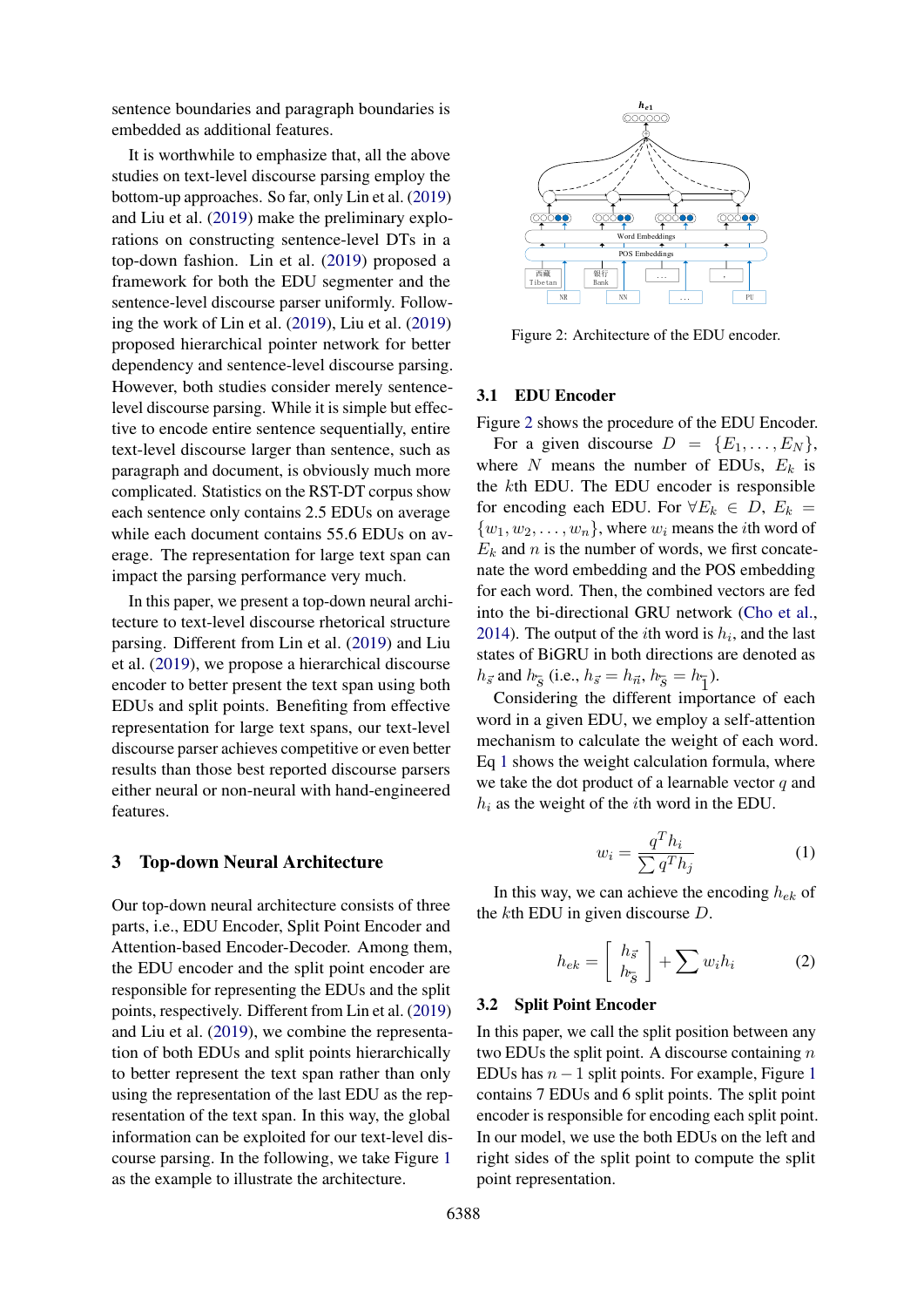sentence boundaries and paragraph boundaries is embedded as additional features.

It is worthwhile to emphasize that, all the above studies on text-level discourse parsing employ the bottom-up approaches. So far, only Lin et al. (2019) and Liu et al. (2019) make the preliminary explorations on constructing sentence-level DTs in a top-down fashion. Lin et al. (2019) proposed a framework for both the EDU segmenter and the sentence-level discourse parser uniformly. Following the work of Lin et al. (2019), Liu et al. (2019) proposed hierarchical pointer network for better dependency and sentence-level discourse parsing. However, both studies consider merely sentence-level discourse parsing. While it is simple but effective to encode entire sentence sequentially, entire text-level discourse larger than sentence, such as paragraph and document, is obviously much more complicated. Statistics on the RST-DT corpus show each sentence only contains 2.5 EDUs on average while each document contains 55.6 EDUs on average. The representation for large text span can impact the parsing performance very much.

In this paper, we present a top-down neural architecture to text-level discourse rhetorical structure parsing. Different from Lin et al. (2019) and Liu et al. (2019), we propose a hierarchical discourse encoder to better present the text span using both EDUs and split points. Benefiting from effective representation for large text spans, our text-level discourse parser achieves competitive or even better results than those best reported discourse parsers either neural or non-neural with hand-engineered features.

## 3 Top-down Neural Architecture

Our top-down neural architecture consists of three parts, i.e., EDU Encoder, Split Point Encoder and Attention-based Encoder-Decoder. Among them, the EDU encoder and the split point encoder are responsible for representing the EDUs and the split points, respectively. Different from Lin et al. (2019) and Liu et al. (2019), we combine the representation of both EDUs and split points hierarchically to better represent the text span rather than only using the representation of the last EDU as the representation of the text span. In this way, the global information can be exploited for our text-level discourse parsing. In the following, we take Figure 1 as the example to illustrate the architecture.

Figure 2: Architecture of the EDU encoder.

### 3.1 EDU Encoder

Figure 2 shows the procedure of the EDU Encoder.

For a given discourse $D = \{E_1, \ldots, E_N\}$, where $N$ means the number of EDUs, $E_k$ is the $k$th EDU. The EDU encoder is responsible for encoding each EDU. For $\forall E_k \in D$, $E_k = \{w_1, w_2, \ldots, w_n\}$, where $w_i$ means the $i$th word of $E_k$ and $n$ is the number of words, we first concatenate the word embedding and the POS embedding for each word. Then, the combined vectors are fed into the bi-directional GRU network (Cho et al., 2014). The output of the $i$th word is $h_i$, and the last states of BiGRU in both directions are denoted as $h_{\vec{s}}$ and $h_{\overleftarrow{s}}$ (i.e., $h_{\vec{s}} = h_{\vec{n}}$, $h_{\overleftarrow{s}} = h_{\overleftarrow{1}}$).

Considering the different importance of each word in a given EDU, we employ a self-attention mechanism to calculate the weight of each word. Eq 1 shows the weight calculation formula, where we take the dot product of a learnable vector $q$ and $h_i$ as the weight of the $i$th word in the EDU.

$$w_i = \frac{q^T h_i}{\sum q^T h_j} \tag{1}$$

In this way, we can achieve the encoding $h_{ek}$ of the $k$th EDU in given discourse $D$.

$$h_{ek} = \begin{bmatrix} h_{\vec{s}} \\ h_{\overleftarrow{s}} \end{bmatrix} + \sum w_i h_i \tag{2}$$

### 3.2 Split Point Encoder

In this paper, we call the split position between any two EDUs the split point. A discourse containing $n$ EDUs has $n-1$ split points. For example, Figure 1 contains 7 EDUs and 6 split points. The split point encoder is responsible for encoding each split point. In our model, we use the both EDUs on the left and right sides of the split point to compute the split point representation.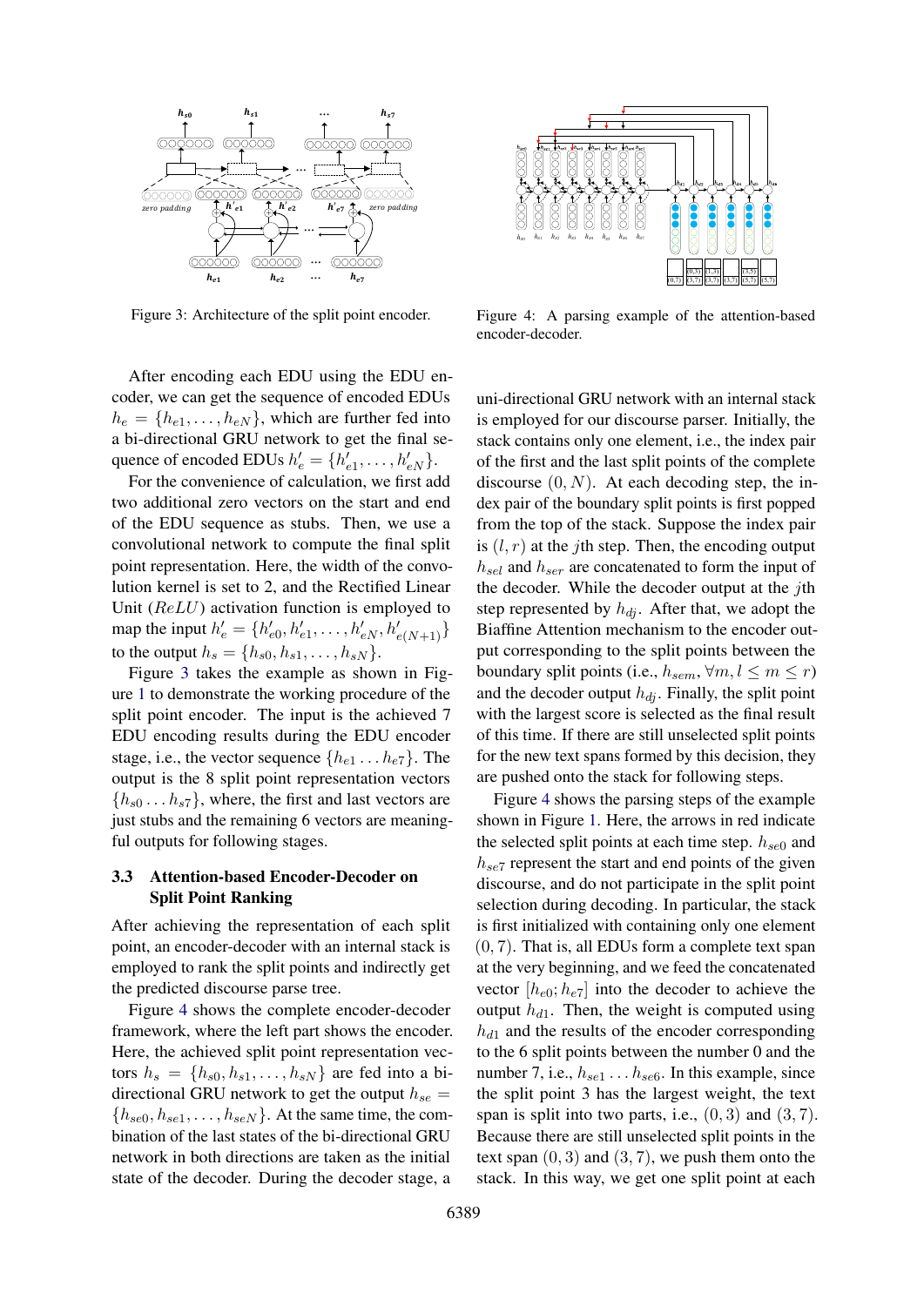Figure 3: Architecture of the split point encoder.

Figure 4: A parsing example of the attention-based encoder-decoder.

After encoding each EDU using the EDU encoder, we can get the sequence of encoded EDUs $h_e = \{h_{e1}, \ldots, h_{eN}\}$, which are further fed into a bi-directional GRU network to get the final sequence of encoded EDUs $h'_e = \{h'_{e1}, \ldots, h'_{eN}\}$.

For the convenience of calculation, we first add two additional zero vectors on the start and end of the EDU sequence as stubs. Then, we use a convolutional network to compute the final split point representation. Here, the width of the convolution kernel is set to 2, and the Rectified Linear Unit ($ReLU$) activation function is employed to map the input $h'_e = \{h'_{e0}, h'_{e1}, \ldots, h'_{eN}, h'_{e(N+1)}\}$ to the output $h_s = \{h_{s0}, h_{s1}, \ldots, h_{sN}\}$.

Figure 3 takes the example as shown in Figure 1 to demonstrate the working procedure of the split point encoder. The input is the achieved 7 EDU encoding results during the EDU encoder stage, i.e., the vector sequence $\{h_{e1} \ldots h_{e7}\}$. The output is the 8 split point representation vectors $\{h_{s0} \ldots h_{s7}\}$, where, the first and last vectors are just stubs and the remaining 6 vectors are meaningful outputs for following stages.

### 3.3 Attention-based Encoder-Decoder on Split Point Ranking

After achieving the representation of each split point, an encoder-decoder with an internal stack is employed to rank the split points and indirectly get the predicted discourse parse tree.

Figure 4 shows the complete encoder-decoder framework, where the left part shows the encoder. Here, the achieved split point representation vectors $h_s = \{h_{s0}, h_{s1}, \ldots, h_{sN}\}$ are fed into a bi-directional GRU network to get the output $h_{se} = \{h_{se0}, h_{se1}, \ldots, h_{seN}\}$. At the same time, the combination of the last states of the bi-directional GRU network in both directions are taken as the initial state of the decoder. During the decoder stage, a uni-directional GRU network with an internal stack is employed for our discourse parser. Initially, the stack contains only one element, i.e., the index pair of the first and the last split points of the complete discourse $(0, N)$. At each decoding step, the index pair of the boundary split points is first popped from the top of the stack. Suppose the index pair is $(l, r)$ at the $j$th step. Then, the encoding output $h_{sel}$ and $h_{ser}$ are concatenated to form the input of the decoder. While the decoder output at the $j$th step represented by $h_{dj}$. After that, we adopt the Biaffine Attention mechanism to the encoder output corresponding to the split points between the boundary split points (i.e., $h_{sem}, \forall m, l \leq m \leq r$) and the decoder output $h_{dj}$. Finally, the split point with the largest score is selected as the final result of this time. If there are still unselected split points for the new text spans formed by this decision, they are pushed onto the stack for following steps.

Figure 4 shows the parsing steps of the example shown in Figure 1. Here, the arrows in red indicate the selected split points at each time step. $h_{se0}$ and $h_{se7}$ represent the start and end points of the given discourse, and do not participate in the split point selection during decoding. In particular, the stack is first initialized with containing only one element $(0, 7)$. That is, all EDUs form a complete text span at the very beginning, and we feed the concatenated vector $[h_{e0}; h_{e7}]$ into the decoder to achieve the output $h_{d1}$. Then, the weight is computed using $h_{d1}$ and the results of the encoder corresponding to the 6 split points between the number 0 and the number 7, i.e., $h_{se1} \ldots h_{se6}$. In this example, since the split point 3 has the largest weight, the text span is split into two parts, i.e., $(0, 3)$ and $(3, 7)$. Because there are still unselected split points in the text span $(0, 3)$ and $(3, 7)$, we push them onto the stack. In this way, we get one split point at each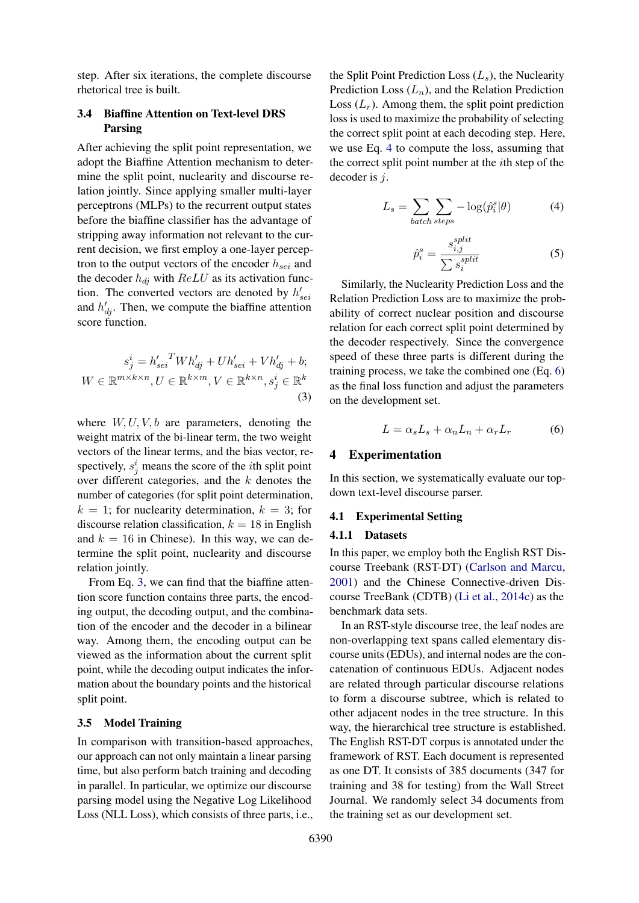step. After six iterations, the complete discourse rhetorical tree is built.

### 3.4 Biaffine Attention on Text-level DRS Parsing

After achieving the split point representation, we adopt the Biaffine Attention mechanism to determine the split point, nuclearity and discourse relation jointly. Since applying smaller multi-layer perceptrons (MLPs) to the recurrent output states before the biaffine classifier has the advantage of stripping away information not relevant to the current decision, we first employ a one-layer perceptron to the output vectors of the encoder $h_{sei}$ and the decoder $h_{dj}$ with $ReLU$ as its activation function. The converted vectors are denoted by $h'_{sei}$ and $h'_{dj}$. Then, we compute the biaffine attention score function.

$$
\begin{gathered}
s_j^i = {h'_{sei}}^T W h'_{dj} + U h'_{sei} + V h'_{dj} + b; \\
W \in \mathbb{R}^{m \times k \times n}, U \in \mathbb{R}^{k \times m}, V \in \mathbb{R}^{k \times n}, s_j^i \in \mathbb{R}^k
\end{gathered}
\tag{3}
$$

where $W, U, V, b$ are parameters, denoting the weight matrix of the bi-linear term, the two weight vectors of the linear terms, and the bias vector, respectively, $s_j^i$ means the score of the $i$th split point over different categories, and the $k$ denotes the number of categories (for split point determination, $k = 1$; for nuclearity determination, $k = 3$; for discourse relation classification, $k = 18$ in English and $k = 16$ in Chinese). In this way, we can determine the split point, nuclearity and discourse relation jointly.

From Eq. 3, we can find that the biaffine attention score function contains three parts, the encoding output, the decoding output, and the combination of the encoder and the decoder in a bilinear way. Among them, the encoding output can be viewed as the information about the current split point, while the decoding output indicates the information about the boundary points and the historical split point.

### 3.5 Model Training

In comparison with transition-based approaches, our approach can not only maintain a linear parsing time, but also perform batch training and decoding in parallel. In particular, we optimize our discourse parsing model using the Negative Log Likelihood Loss (NLL Loss), which consists of three parts, i.e., the Split Point Prediction Loss ($L_s$), the Nuclearity Prediction Loss ($L_n$), and the Relation Prediction Loss ($L_r$). Among them, the split point prediction loss is used to maximize the probability of selecting the correct split point at each decoding step. Here, we use Eq. 4 to compute the loss, assuming that the correct split point number at the $i$th step of the decoder is $j$.

$$
L_s = \sum_{batch} \sum_{steps} -\log(\hat{p}_i^s | \theta) \tag{4}
$$

$$
\hat{p}_i^s = \frac{s_{i,j}^{split}}{\sum s_i^{split}} \tag{5}
$$

Similarly, the Nuclearity Prediction Loss and the Relation Prediction Loss are to maximize the probability of correct nuclear position and discourse relation for each correct split point determined by the decoder respectively. Since the convergence speed of these three parts is different during the training process, we take the combined one (Eq. 6) as the final loss function and adjust the parameters on the development set.

$$
L = \alpha_s L_s + \alpha_n L_n + \alpha_r L_r \tag{6}
$$

## 4 Experimentation

In this section, we systematically evaluate our top-down text-level discourse parser.

### 4.1 Experimental Setting

#### 4.1.1 Datasets

In this paper, we employ both the English RST Discourse Treebank (RST-DT) (Carlson and Marcu, 2001) and the Chinese Connective-driven Discourse TreeBank (CDTB) (Li et al., 2014c) as the benchmark data sets.

In an RST-style discourse tree, the leaf nodes are non-overlapping text spans called elementary discourse units (EDUs), and internal nodes are the concatenation of continuous EDUs. Adjacent nodes are related through particular discourse relations to form a discourse subtree, which is related to other adjacent nodes in the tree structure. In this way, the hierarchical tree structure is established. The English RST-DT corpus is annotated under the framework of RST. Each document is represented as one DT. It consists of 385 documents (347 for training and 38 for testing) from the Wall Street Journal. We randomly select 34 documents from the training set as our development set.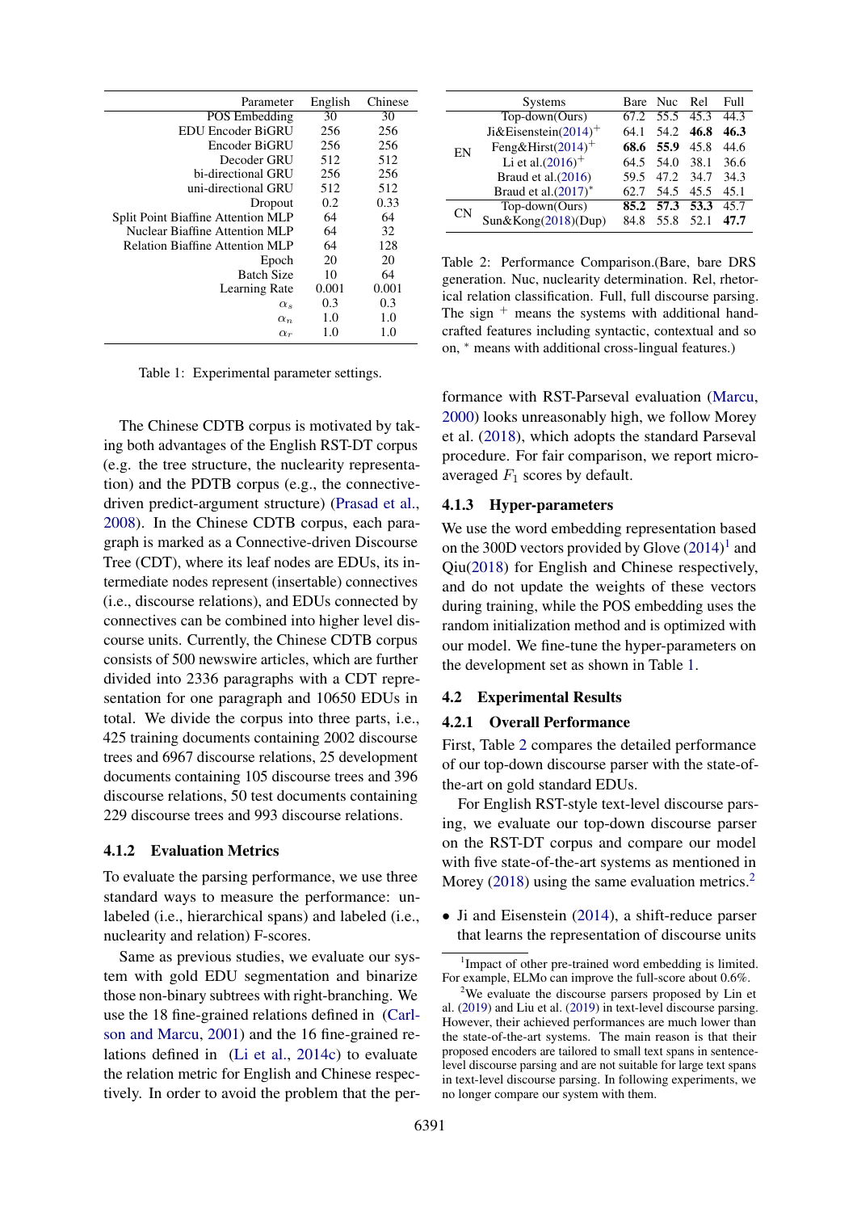| Parameter | English | Chinese |
|---|---|---|
| POS Embedding | 30 | 30 |
| EDU Encoder BiGRU | 256 | 256 |
| Encoder BiGRU | 256 | 256 |
| Decoder GRU | 512 | 512 |
| bi-directional GRU | 256 | 256 |
| uni-directional GRU | 512 | 512 |
| Dropout | 0.2 | 0.33 |
| Split Point Biaffine Attention MLP | 64 | 64 |
| Nuclear Biaffine Attention MLP | 64 | 32 |
| Relation Biaffine Attention MLP | 64 | 128 |
| Epoch | 20 | 20 |
| Batch Size | 10 | 64 |
| Learning Rate | 0.001 | 0.001 |
| $\alpha_s$ | 0.3 | 0.3 |
| $\alpha_n$ | 1.0 | 1.0 |
| $\alpha_r$ | 1.0 | 1.0 |

Table 1: Experimental parameter settings.

The Chinese CDTB corpus is motivated by taking both advantages of the English RST-DT corpus (e.g. the tree structure, the nuclearity representation) and the PDTB corpus (e.g., the connective-driven predict-argument structure) (Prasad et al., 2008). In the Chinese CDTB corpus, each paragraph is marked as a Connective-driven Discourse Tree (CDT), where its leaf nodes are EDUs, its intermediate nodes represent (insertable) connectives (i.e., discourse relations), and EDUs connected by connectives can be combined into higher level discourse units. Currently, the Chinese CDTB corpus consists of 500 newswire articles, which are further divided into 2336 paragraphs with a CDT representation for one paragraph and 10650 EDUs in total. We divide the corpus into three parts, i.e., 425 training documents containing 2002 discourse trees and 6967 discourse relations, 25 development documents containing 105 discourse trees and 396 discourse relations, 50 test documents containing 229 discourse trees and 993 discourse relations.

#### 4.1.2 Evaluation Metrics

To evaluate the parsing performance, we use three standard ways to measure the performance: unlabeled (i.e., hierarchical spans) and labeled (i.e., nuclearity and relation) F-scores.

Same as previous studies, we evaluate our system with gold EDU segmentation and binarize those non-binary subtrees with right-branching. We use the 18 fine-grained relations defined in (Carlson and Marcu, 2001) and the 16 fine-grained relations defined in (Li et al., 2014c) to evaluate the relation metric for English and Chinese respectively. In order to avoid the problem that the performance with RST-Parseval evaluation (Marcu, 2000) looks unreasonably high, we follow Morey et al. (2018), which adopts the standard Parseval procedure. For fair comparison, we report micro-averaged $F_1$ scores by default.

| | Systems | Bare | Nuc | Rel | Full |
|---|---|---|---|---|---|
| EN | Top-down(Ours) | 67.2 | 55.5 | 45.3 | 44.3 |
| | Ji&Eisenstein(2014)$^+$ | 64.1 | 54.2 | **46.8** | **46.3** |
| | Feng&Hirst(2014)$^+$ | **68.6** | **55.9** | 45.8 | 44.6 |
| | Li et al.(2016)$^+$ | 64.5 | 54.0 | 38.1 | 36.6 |
| | Braud et al.(2016) | 59.5 | 47.2 | 34.7 | 34.3 |
| | Braud et al.(2017)$^*$ | 62.7 | 54.5 | 45.5 | 45.1 |
| CN | Top-down(Ours) | **85.2** | **57.3** | **53.3** | 45.7 |
| | Sun&Kong(2018)(Dup) | 84.8 | 55.8 | 52.1 | **47.7** |

Table 2: Performance Comparison.(Bare, bare DRS generation. Nuc, nuclearity determination. Rel, rhetorical relation classification. Full, full discourse parsing. The sign $^+$ means the systems with additional handcrafted features including syntactic, contextual and so on, $^*$ means with additional cross-lingual features.)

#### 4.1.3 Hyper-parameters

We use the word embedding representation based on the 300D vectors provided by Glove (2014)[1] and Qiu(2018) for English and Chinese respectively, and do not update the weights of these vectors during training, while the POS embedding uses the random initialization method and is optimized with our model. We fine-tune the hyper-parameters on the development set as shown in Table 1.

### 4.2 Experimental Results

#### 4.2.1 Overall Performance

First, Table 2 compares the detailed performance of our top-down discourse parser with the state-of-the-art on gold standard EDUs.

For English RST-style text-level discourse parsing, we evaluate our top-down discourse parser on the RST-DT corpus and compare our model with five state-of-the-art systems as mentioned in Morey (2018) using the same evaluation metrics.[2]

- Ji and Eisenstein (2014), a shift-reduce parser that learns the representation of discourse units

[1] Impact of other pre-trained word embedding is limited. For example, ELMo can improve the full-score about 0.6%.

[2] We evaluate the discourse parsers proposed by Lin et al. (2019) and Liu et al. (2019) in text-level discourse parsing. However, their achieved performances are much lower than the state-of-the-art systems. The main reason is that their proposed encoders are tailored to small text spans in sentence-level discourse parsing and are not suitable for large text spans in text-level discourse parsing. In following experiments, we no longer compare our system with them.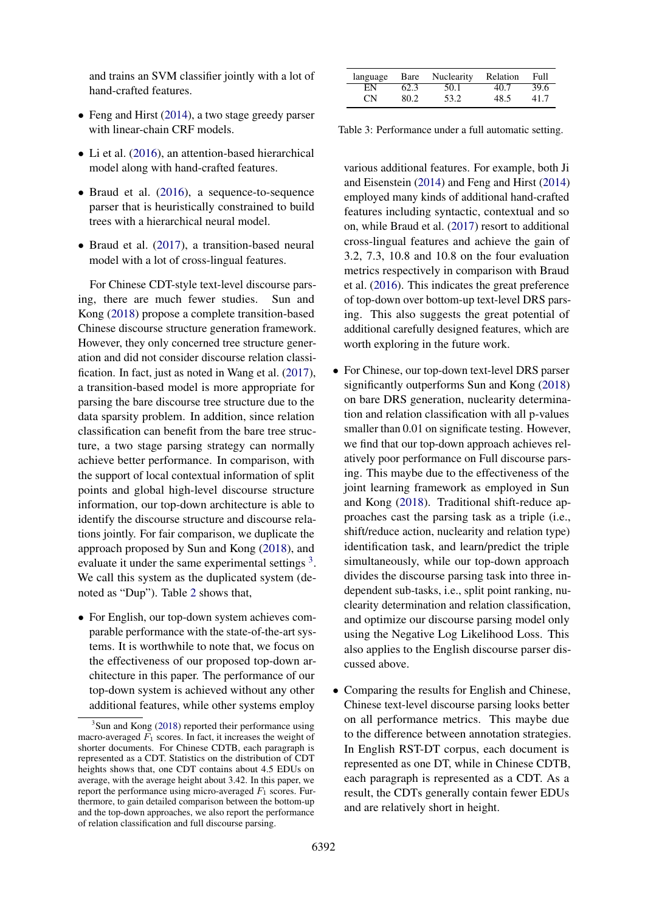and trains an SVM classifier jointly with a lot of hand-crafted features.

- Feng and Hirst (2014), a two stage greedy parser with linear-chain CRF models.
- Li et al. (2016), an attention-based hierarchical model along with hand-crafted features.
- Braud et al. (2016), a sequence-to-sequence parser that is heuristically constrained to build trees with a hierarchical neural model.
- Braud et al. (2017), a transition-based neural model with a lot of cross-lingual features.

For Chinese CDT-style text-level discourse parsing, there are much fewer studies. Sun and Kong (2018) propose a complete transition-based Chinese discourse structure generation framework. However, they only concerned tree structure generation and did not consider discourse relation classification. In fact, just as noted in Wang et al. (2017), a transition-based model is more appropriate for parsing the bare discourse tree structure due to the data sparsity problem. In addition, since relation classification can benefit from the bare tree structure, a two stage parsing strategy can normally achieve better performance. In comparison, with the support of local contextual information of split points and global high-level discourse structure information, our top-down architecture is able to identify the discourse structure and discourse relations jointly. For fair comparison, we duplicate the approach proposed by Sun and Kong (2018), and evaluate it under the same experimental settings [3]. We call this system as the duplicated system (denoted as "Dup"). Table 2 shows that,

- For English, our top-down system achieves comparable performance with the state-of-the-art systems. It is worthwhile to note that, we focus on the effectiveness of our proposed top-down architecture in this paper. The performance of our top-down system is achieved without any other additional features, while other systems employ various additional features. For example, both Ji and Eisenstein (2014) and Feng and Hirst (2014) employed many kinds of additional hand-crafted features including syntactic, contextual and so on, while Braud et al. (2017) resort to additional cross-lingual features and achieve the gain of 3.2, 7.3, 10.8 and 10.8 on the four evaluation metrics respectively in comparison with Braud et al. (2016). This indicates the great preference of top-down over bottom-up text-level DRS parsing. This also suggests the great potential of additional carefully designed features, which are worth exploring in the future work.
- For Chinese, our top-down text-level DRS parser significantly outperforms Sun and Kong (2018) on bare DRS generation, nuclearity determination and relation classification with all p-values smaller than 0.01 on significate testing. However, we find that our top-down approach achieves relatively poor performance on Full discourse parsing. This maybe due to the effectiveness of the joint learning framework as employed in Sun and Kong (2018). Traditional shift-reduce approaches cast the parsing task as a triple (i.e., shift/reduce action, nuclearity and relation type) identification task, and learn/predict the triple simultaneously, while our top-down approach divides the discourse parsing task into three independent sub-tasks, i.e., split point ranking, nuclearity determination and relation classification, and optimize our discourse parsing model only using the Negative Log Likelihood Loss. This also applies to the English discourse parser discussed above.
- Comparing the results for English and Chinese, Chinese text-level discourse parsing looks better on all performance metrics. This maybe due to the difference between annotation strategies. In English RST-DT corpus, each document is represented as one DT, while in Chinese CDTB, each paragraph is represented as a CDT. As a result, the CDTs generally contain fewer EDUs and are relatively short in height.

[3] Sun and Kong (2018) reported their performance using macro-averaged $F_1$ scores. In fact, it increases the weight of shorter documents. For Chinese CDTB, each paragraph is represented as a CDT. Statistics on the distribution of CDT heights shows that, one CDT contains about 4.5 EDUs on average, with the average height about 3.42. In this paper, we report the performance using micro-averaged $F_1$ scores. Furthermore, to gain detailed comparison between the bottom-up and the top-down approaches, we also report the performance of relation classification and full discourse parsing.

| language | Bare | Nuclearity | Relation | Full |
|---|---|---|---|---|
| EN | 62.3 | 50.1 | 40.7 | 39.6 |
| CN | 80.2 | 53.2 | 48.5 | 41.7 |

Table 3: Performance under a full automatic setting.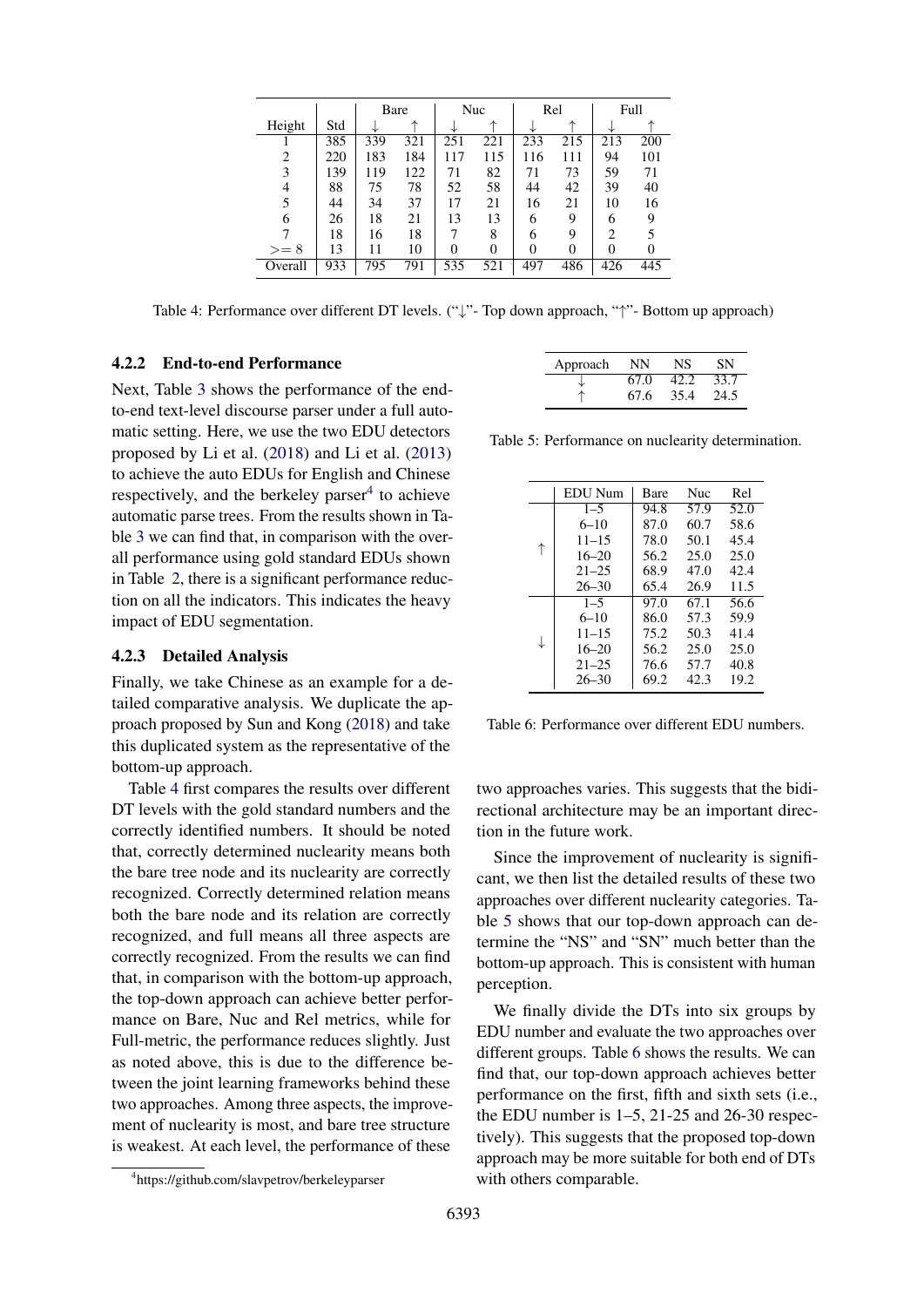| Height | Std | Bare | | Nuc | | Rel | | Full | |
|---|---|---|---|---|---|---|---|---|---|
| | | ↓ | ↑ | ↓ | ↑ | ↓ | ↑ | ↓ | ↑ |
| 1 | 385 | 339 | 321 | 251 | 221 | 233 | 215 | 213 | 200 |
| 2 | 220 | 183 | 184 | 117 | 115 | 116 | 111 | 94 | 101 |
| 3 | 139 | 119 | 122 | 71 | 82 | 71 | 73 | 59 | 71 |
| 4 | 88 | 75 | 78 | 52 | 58 | 44 | 42 | 39 | 40 |
| 5 | 44 | 34 | 37 | 17 | 21 | 16 | 21 | 10 | 16 |
| 6 | 26 | 18 | 21 | 13 | 13 | 6 | 9 | 6 | 9 |
| 7 | 18 | 16 | 18 | 7 | 8 | 6 | 9 | 2 | 5 |
| >= 8 | 13 | 11 | 10 | 0 | 0 | 0 | 0 | 0 | 0 |
| Overall | 933 | 795 | 791 | 535 | 521 | 497 | 486 | 426 | 445 |

Table 4: Performance over different DT levels. ("↓"- Top down approach, "↑"- Bottom up approach)

#### 4.2.2 End-to-end Performance

Next, Table 3 shows the performance of the end-to-end text-level discourse parser under a full automatic setting. Here, we use the two EDU detectors proposed by Li et al. (2018) and Li et al. (2013) to achieve the auto EDUs for English and Chinese respectively, and the berkeley parser[4] to achieve automatic parse trees. From the results shown in Table 3 we can find that, in comparison with the overall performance using gold standard EDUs shown in Table 2, there is a significant performance reduction on all the indicators. This indicates the heavy impact of EDU segmentation.

#### 4.2.3 Detailed Analysis

Finally, we take Chinese as an example for a detailed comparative analysis. We duplicate the approach proposed by Sun and Kong (2018) and take this duplicated system as the representative of the bottom-up approach.

Table 4 first compares the results over different DT levels with the gold standard numbers and the correctly identified numbers. It should be noted that, correctly determined nuclearity means both the bare tree node and its nuclearity are correctly recognized. Correctly determined relation means both the bare node and its relation are correctly recognized, and full means all three aspects are correctly recognized. From the results we can find that, in comparison with the bottom-up approach, the top-down approach can achieve better performance on Bare, Nuc and Rel metrics, while for Full-metric, the performance reduces slightly. Just as noted above, this is due to the difference between the joint learning frameworks behind these two approaches. Among three aspects, the improvement of nuclearity is most, and bare tree structure is weakest. At each level, the performance of these two approaches varies. This suggests that the bidirectional architecture may be an important direction in the future work.

[4] https://github.com/slavpetrov/berkeleyparser

| Approach | NN | NS | SN |
|---|---|---|---|
| ↓ | 67.0 | 42.2 | 33.7 |
| ↑ | 67.6 | 35.4 | 24.5 |

Table 5: Performance on nuclearity determination.

| | EDU Num | Bare | Nuc | Rel |
|---|---|---|---|---|
| ↑ | 1–5 | 94.8 | 57.9 | 52.0 |
| | 6–10 | 87.0 | 60.7 | 58.6 |
| | 11–15 | 78.0 | 50.1 | 45.4 |
| | 16–20 | 56.2 | 25.0 | 25.0 |
| | 21–25 | 68.9 | 47.0 | 42.4 |
| | 26–30 | 65.4 | 26.9 | 11.5 |
| ↓ | 1–5 | 97.0 | 67.1 | 56.6 |
| | 6–10 | 86.0 | 57.3 | 59.9 |
| | 11–15 | 75.2 | 50.3 | 41.4 |
| | 16–20 | 56.2 | 25.0 | 25.0 |
| | 21–25 | 76.6 | 57.7 | 40.8 |
| | 26–30 | 69.2 | 42.3 | 19.2 |

Table 6: Performance over different EDU numbers.

Since the improvement of nuclearity is significant, we then list the detailed results of these two approaches over different nuclearity categories. Table 5 shows that our top-down approach can determine the "NS" and "SN" much better than the bottom-up approach. This is consistent with human perception.

We finally divide the DTs into six groups by EDU number and evaluate the two approaches over different groups. Table 6 shows the results. We can find that, our top-down approach achieves better performance on the first, fifth and sixth sets (i.e., the EDU number is 1–5, 21-25 and 26-30 respectively). This suggests that the proposed top-down approach may be more suitable for both end of DTs with others comparable.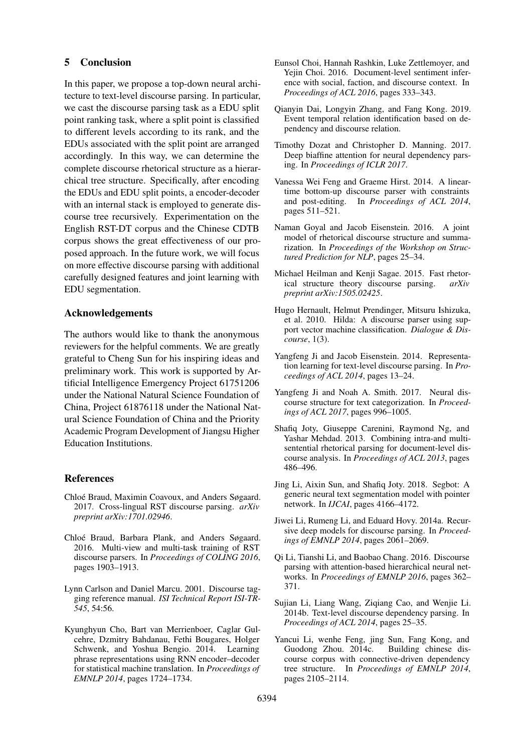## 5 Conclusion

In this paper, we propose a top-down neural architecture to text-level discourse parsing. In particular, we cast the discourse parsing task as a EDU split point ranking task, where a split point is classified to different levels according to its rank, and the EDUs associated with the split point are arranged accordingly. In this way, we can determine the complete discourse rhetorical structure as a hierarchical tree structure. Specifically, after encoding the EDUs and EDU split points, a encoder-decoder with an internal stack is employed to generate discourse tree recursively. Experimentation on the English RST-DT corpus and the Chinese CDTB corpus shows the great effectiveness of our proposed approach. In the future work, we will focus on more effective discourse parsing with additional carefully designed features and joint learning with EDU segmentation.

## Acknowledgements

The authors would like to thank the anonymous reviewers for the helpful comments. We are greatly grateful to Cheng Sun for his inspiring ideas and preliminary work. This work is supported by Artificial Intelligence Emergency Project 61751206 under the National Natural Science Foundation of China, Project 61876118 under the National Natural Science Foundation of China and the Priority Academic Program Development of Jiangsu Higher Education Institutions.

## References

Chloé Braud, Maximin Coavoux, and Anders Søgaard. 2017. Cross-lingual RST discourse parsing. *arXiv preprint arXiv:1701.02946*.

Chloé Braud, Barbara Plank, and Anders Søgaard. 2016. Multi-view and multi-task training of RST discourse parsers. In *Proceedings of COLING 2016*, pages 1903–1913.

Lynn Carlson and Daniel Marcu. 2001. Discourse tagging reference manual. *ISI Technical Report ISI-TR-545*, 54:56.

Kyunghyun Cho, Bart van Merrienboer, Caglar Gulcehre, Dzmitry Bahdanau, Fethi Bougares, Holger Schwenk, and Yoshua Bengio. 2014. Learning phrase representations using RNN encoder–decoder for statistical machine translation. In *Proceedings of EMNLP 2014*, pages 1724–1734.

Eunsol Choi, Hannah Rashkin, Luke Zettlemoyer, and Yejin Choi. 2016. Document-level sentiment inference with social, faction, and discourse context. In *Proceedings of ACL 2016*, pages 333–343.

Qianyin Dai, Longyin Zhang, and Fang Kong. 2019. Event temporal relation identification based on dependency and discourse relation.

Timothy Dozat and Christopher D. Manning. 2017. Deep biaffine attention for neural dependency parsing. In *Proceedings of ICLR 2017*.

Vanessa Wei Feng and Graeme Hirst. 2014. A linear-time bottom-up discourse parser with constraints and post-editing. In *Proceedings of ACL 2014*, pages 511–521.

Naman Goyal and Jacob Eisenstein. 2016. A joint model of rhetorical discourse structure and summarization. In *Proceedings of the Workshop on Structured Prediction for NLP*, pages 25–34.

Michael Heilman and Kenji Sagae. 2015. Fast rhetorical structure theory discourse parsing. *arXiv preprint arXiv:1505.02425*.

Hugo Hernault, Helmut Prendinger, Mitsuru Ishizuka, et al. 2010. Hilda: A discourse parser using support vector machine classification. *Dialogue & Discourse*, 1(3).

Yangfeng Ji and Jacob Eisenstein. 2014. Representation learning for text-level discourse parsing. In *Proceedings of ACL 2014*, pages 13–24.

Yangfeng Ji and Noah A. Smith. 2017. Neural discourse structure for text categorization. In *Proceedings of ACL 2017*, pages 996–1005.

Shafiq Joty, Giuseppe Carenini, Raymond Ng, and Yashar Mehdad. 2013. Combining intra-and multi-sentential rhetorical parsing for document-level discourse analysis. In *Proceedings of ACL 2013*, pages 486–496.

Jing Li, Aixin Sun, and Shafiq Joty. 2018. Segbot: A generic neural text segmentation model with pointer network. In *IJCAI*, pages 4166–4172.

Jiwei Li, Rumeng Li, and Eduard Hovy. 2014a. Recursive deep models for discourse parsing. In *Proceedings of EMNLP 2014*, pages 2061–2069.

Qi Li, Tianshi Li, and Baobao Chang. 2016. Discourse parsing with attention-based hierarchical neural networks. In *Proceedings of EMNLP 2016*, pages 362–371.

Sujian Li, Liang Wang, Ziqiang Cao, and Wenjie Li. 2014b. Text-level discourse dependency parsing. In *Proceedings of ACL 2014*, pages 25–35.

Yancui Li, wenhe Feng, jing Sun, Fang Kong, and Guodong Zhou. 2014c. Building chinese discourse corpus with connective-driven dependency tree structure. In *Proceedings of EMNLP 2014*, pages 2105–2114.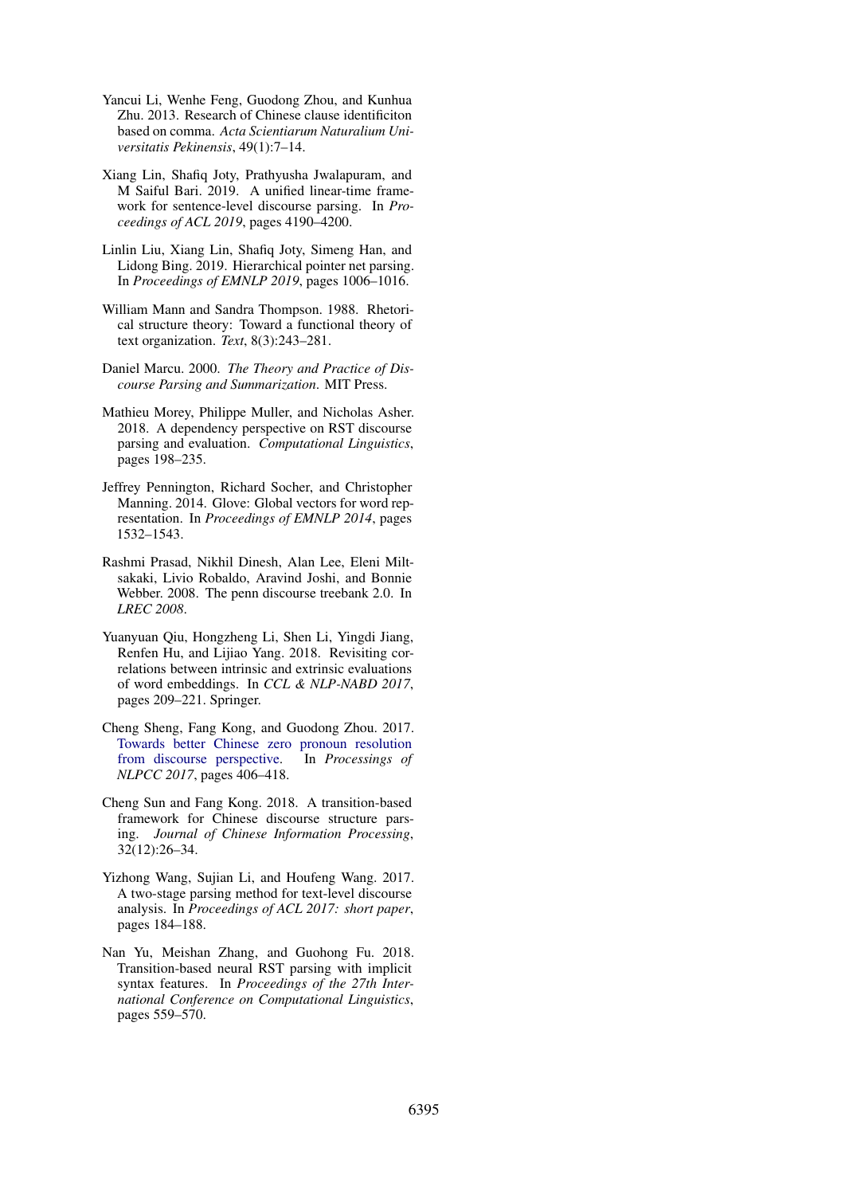Yancui Li, Wenhe Feng, Guodong Zhou, and Kunhua Zhu. 2013. Research of Chinese clause identificiton based on comma. *Acta Scientiarum Naturalium Universitatis Pekinensis*, 49(1):7–14.

Xiang Lin, Shafiq Joty, Prathyusha Jwalapuram, and M Saiful Bari. 2019. A unified linear-time framework for sentence-level discourse parsing. In *Proceedings of ACL 2019*, pages 4190–4200.

Linlin Liu, Xiang Lin, Shafiq Joty, Simeng Han, and Lidong Bing. 2019. Hierarchical pointer net parsing. In *Proceedings of EMNLP 2019*, pages 1006–1016.

William Mann and Sandra Thompson. 1988. Rhetorical structure theory: Toward a functional theory of text organization. *Text*, 8(3):243–281.

Daniel Marcu. 2000. *The Theory and Practice of Discourse Parsing and Summarization*. MIT Press.

Mathieu Morey, Philippe Muller, and Nicholas Asher. 2018. A dependency perspective on RST discourse parsing and evaluation. *Computational Linguistics*, pages 198–235.

Jeffrey Pennington, Richard Socher, and Christopher Manning. 2014. Glove: Global vectors for word representation. In *Proceedings of EMNLP 2014*, pages 1532–1543.

Rashmi Prasad, Nikhil Dinesh, Alan Lee, Eleni Miltsakaki, Livio Robaldo, Aravind Joshi, and Bonnie Webber. 2008. The penn discourse treebank 2.0. In *LREC 2008*.

Yuanyuan Qiu, Hongzheng Li, Shen Li, Yingdi Jiang, Renfen Hu, and Lijiao Yang. 2018. Revisiting correlations between intrinsic and extrinsic evaluations of word embeddings. In *CCL & NLP-NABD 2017*, pages 209–221. Springer.

Cheng Sheng, Fang Kong, and Guodong Zhou. 2017. Towards better Chinese zero pronoun resolution from discourse perspective. In *Processings of NLPCC 2017*, pages 406–418.

Cheng Sun and Fang Kong. 2018. A transition-based framework for Chinese discourse structure parsing. *Journal of Chinese Information Processing*, 32(12):26–34.

Yizhong Wang, Sujian Li, and Houfeng Wang. 2017. A two-stage parsing method for text-level discourse analysis. In *Proceedings of ACL 2017: short paper*, pages 184–188.

Nan Yu, Meishan Zhang, and Guohong Fu. 2018. Transition-based neural RST parsing with implicit syntax features. In *Proceedings of the 27th International Conference on Computational Linguistics*, pages 559–570.